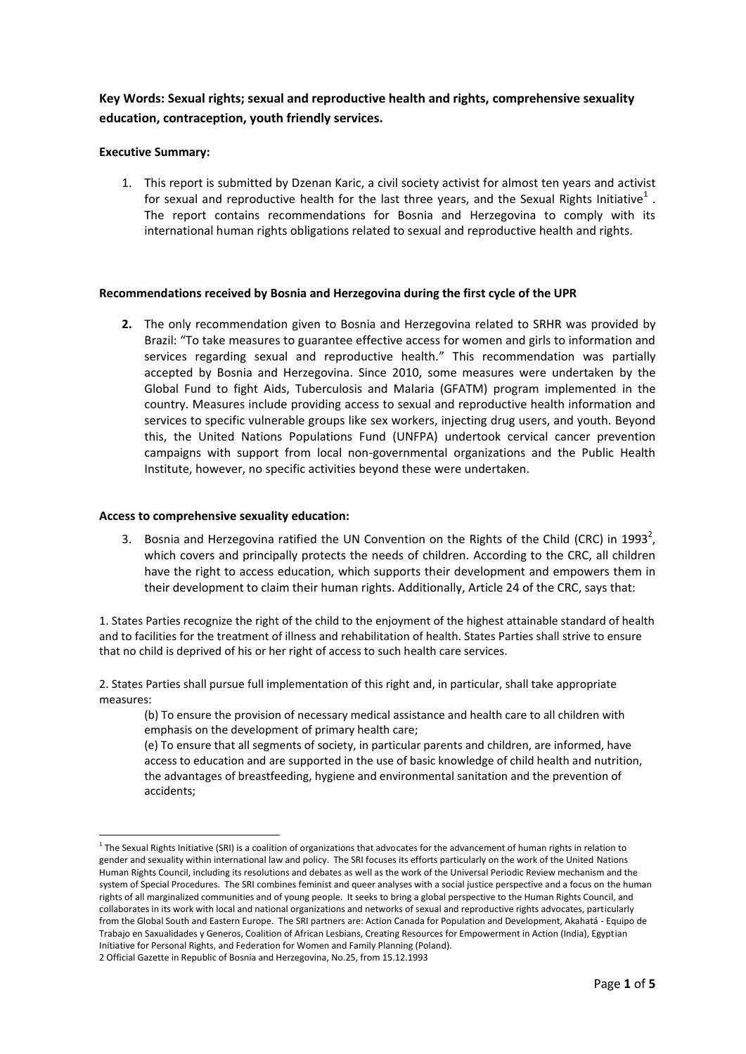**Key Words: Sexual rights; sexual and reproductive health and rights, comprehensive sexuality education, contraception, youth friendly services.**

**Executive Summary:**

1. This report is submitted by Dzenan Karic, a civil society activist for almost ten years and activist for sexual and reproductive health for the last three years, and the Sexual Rights Initiative[1] . The report contains recommendations for Bosnia and Herzegovina to comply with its international human rights obligations related to sexual and reproductive health and rights.

**Recommendations received by Bosnia and Herzegovina during the first cycle of the UPR**

2. The only recommendation given to Bosnia and Herzegovina related to SRHR was provided by Brazil: "To take measures to guarantee effective access for women and girls to information and services regarding sexual and reproductive health." This recommendation was partially accepted by Bosnia and Herzegovina. Since 2010, some measures were undertaken by the Global Fund to fight Aids, Tuberculosis and Malaria (GFATM) program implemented in the country. Measures include providing access to sexual and reproductive health information and services to specific vulnerable groups like sex workers, injecting drug users, and youth. Beyond this, the United Nations Populations Fund (UNFPA) undertook cervical cancer prevention campaigns with support from local non-governmental organizations and the Public Health Institute, however, no specific activities beyond these were undertaken.

**Access to comprehensive sexuality education:**

3. Bosnia and Herzegovina ratified the UN Convention on the Rights of the Child (CRC) in 1993[2], which covers and principally protects the needs of children. According to the CRC, all children have the right to access education, which supports their development and empowers them in their development to claim their human rights. Additionally, Article 24 of the CRC, says that:

1. States Parties recognize the right of the child to the enjoyment of the highest attainable standard of health and to facilities for the treatment of illness and rehabilitation of health. States Parties shall strive to ensure that no child is deprived of his or her right of access to such health care services.

2. States Parties shall pursue full implementation of this right and, in particular, shall take appropriate measures:

> (b) To ensure the provision of necessary medical assistance and health care to all children with emphasis on the development of primary health care;
>
> (e) To ensure that all segments of society, in particular parents and children, are informed, have access to education and are supported in the use of basic knowledge of child health and nutrition, the advantages of breastfeeding, hygiene and environmental sanitation and the prevention of accidents;

---

[1] The Sexual Rights Initiative (SRI) is a coalition of organizations that advocates for the advancement of human rights in relation to gender and sexuality within international law and policy. The SRI focuses its efforts particularly on the work of the United Nations Human Rights Council, including its resolutions and debates as well as the work of the Universal Periodic Review mechanism and the system of Special Procedures. The SRI combines feminist and queer analyses with a social justice perspective and a focus on the human rights of all marginalized communities and of young people. It seeks to bring a global perspective to the Human Rights Council, and collaborates in its work with local and national organizations and networks of sexual and reproductive rights advocates, particularly from the Global South and Eastern Europe. The SRI partners are: Action Canada for Population and Development, Akahatá - Equipo de Trabajo en Saxualidades y Generos, Coalition of African Lesbians, Creating Resources for Empowerment in Action (India), Egyptian Initiative for Personal Rights, and Federation for Women and Family Planning (Poland).

[2] Official Gazette in Republic of Bosnia and Herzegovina, No.25, from 15.12.1993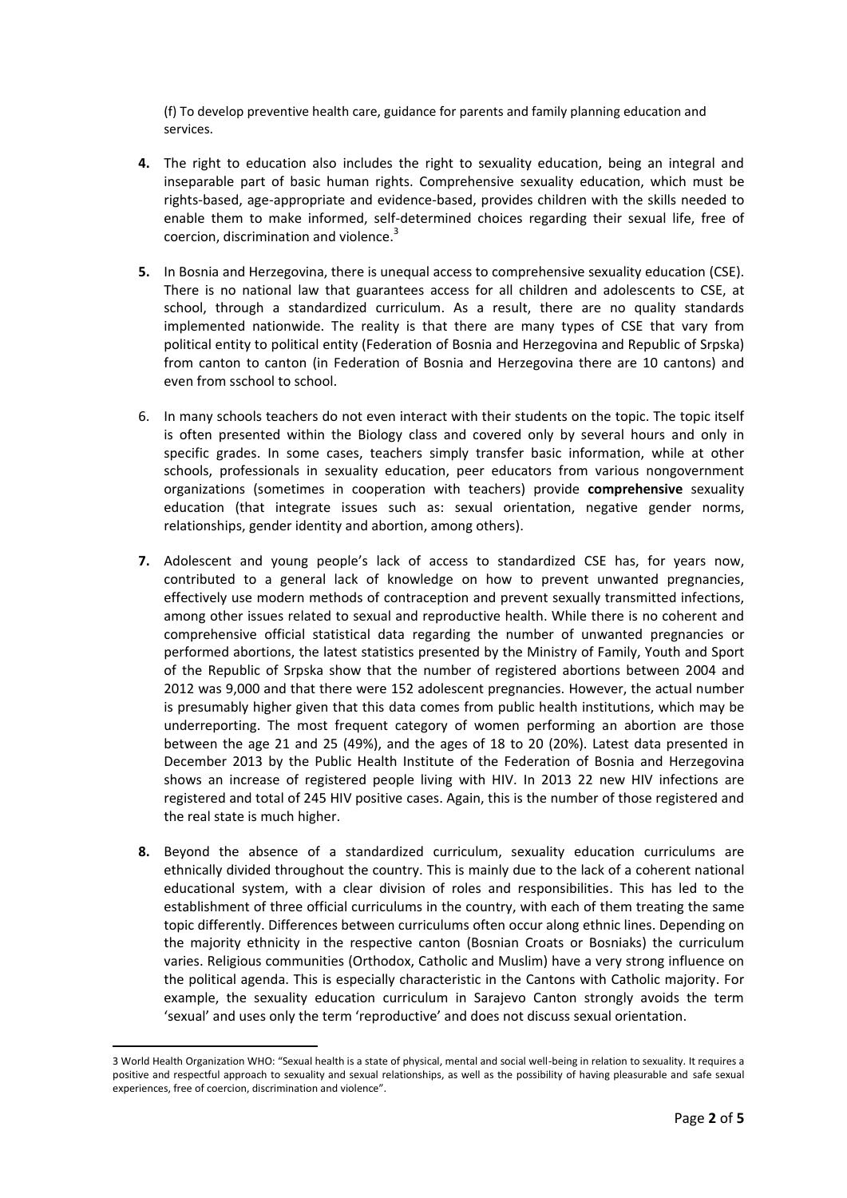(f) To develop preventive health care, guidance for parents and family planning education and services.

**4.** The right to education also includes the right to sexuality education, being an integral and inseparable part of basic human rights. Comprehensive sexuality education, which must be rights-based, age-appropriate and evidence-based, provides children with the skills needed to enable them to make informed, self-determined choices regarding their sexual life, free of coercion, discrimination and violence.[3]

**5.** In Bosnia and Herzegovina, there is unequal access to comprehensive sexuality education (CSE). There is no national law that guarantees access for all children and adolescents to CSE, at school, through a standardized curriculum. As a result, there are no quality standards implemented nationwide. The reality is that there are many types of CSE that vary from political entity to political entity (Federation of Bosnia and Herzegovina and Republic of Srpska) from canton to canton (in Federation of Bosnia and Herzegovina there are 10 cantons) and even from sschool to school.

6. In many schools teachers do not even interact with their students on the topic. The topic itself is often presented within the Biology class and covered only by several hours and only in specific grades. In some cases, teachers simply transfer basic information, while at other schools, professionals in sexuality education, peer educators from various nongovernment organizations (sometimes in cooperation with teachers) provide **comprehensive** sexuality education (that integrate issues such as: sexual orientation, negative gender norms, relationships, gender identity and abortion, among others).

**7.** Adolescent and young people's lack of access to standardized CSE has, for years now, contributed to a general lack of knowledge on how to prevent unwanted pregnancies, effectively use modern methods of contraception and prevent sexually transmitted infections, among other issues related to sexual and reproductive health. While there is no coherent and comprehensive official statistical data regarding the number of unwanted pregnancies or performed abortions, the latest statistics presented by the Ministry of Family, Youth and Sport of the Republic of Srpska show that the number of registered abortions between 2004 and 2012 was 9,000 and that there were 152 adolescent pregnancies. However, the actual number is presumably higher given that this data comes from public health institutions, which may be underreporting. The most frequent category of women performing an abortion are those between the age 21 and 25 (49%), and the ages of 18 to 20 (20%). Latest data presented in December 2013 by the Public Health Institute of the Federation of Bosnia and Herzegovina shows an increase of registered people living with HIV. In 2013 22 new HIV infections are registered and total of 245 HIV positive cases. Again, this is the number of those registered and the real state is much higher.

**8.** Beyond the absence of a standardized curriculum, sexuality education curriculums are ethnically divided throughout the country. This is mainly due to the lack of a coherent national educational system, with a clear division of roles and responsibilities. This has led to the establishment of three official curriculums in the country, with each of them treating the same topic differently. Differences between curriculums often occur along ethnic lines. Depending on the majority ethnicity in the respective canton (Bosnian Croats or Bosniaks) the curriculum varies. Religious communities (Orthodox, Catholic and Muslim) have a very strong influence on the political agenda. This is especially characteristic in the Cantons with Catholic majority. For example, the sexuality education curriculum in Sarajevo Canton strongly avoids the term 'sexual' and uses only the term 'reproductive' and does not discuss sexual orientation.

---

3 World Health Organization WHO: "Sexual health is a state of physical, mental and social well-being in relation to sexuality. It requires a positive and respectful approach to sexuality and sexual relationships, as well as the possibility of having pleasurable and safe sexual experiences, free of coercion, discrimination and violence".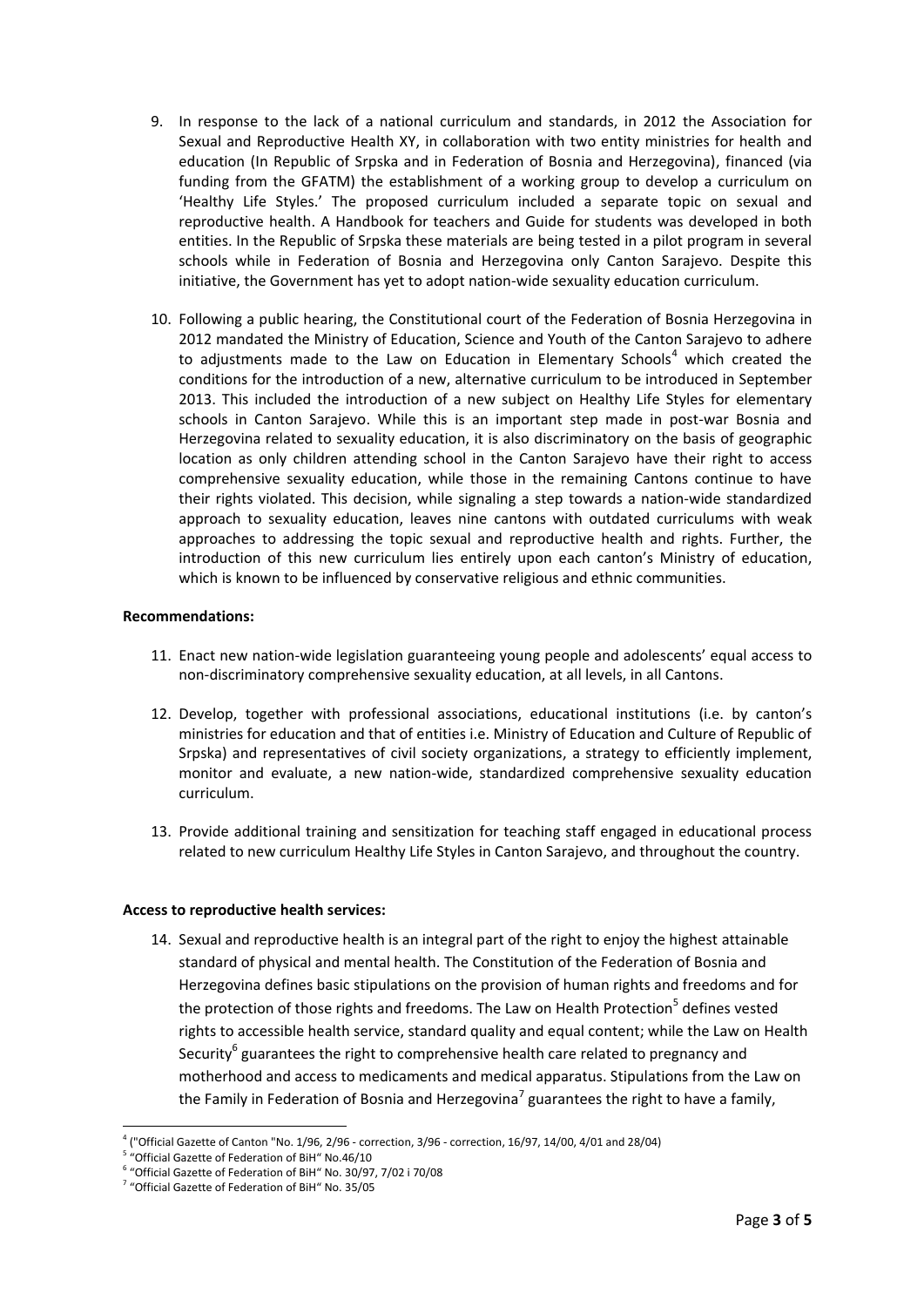9. In response to the lack of a national curriculum and standards, in 2012 the Association for Sexual and Reproductive Health XY, in collaboration with two entity ministries for health and education (In Republic of Srpska and in Federation of Bosnia and Herzegovina), financed (via funding from the GFATM) the establishment of a working group to develop a curriculum on 'Healthy Life Styles.' The proposed curriculum included a separate topic on sexual and reproductive health. A Handbook for teachers and Guide for students was developed in both entities. In the Republic of Srpska these materials are being tested in a pilot program in several schools while in Federation of Bosnia and Herzegovina only Canton Sarajevo. Despite this initiative, the Government has yet to adopt nation-wide sexuality education curriculum.

10. Following a public hearing, the Constitutional court of the Federation of Bosnia Herzegovina in 2012 mandated the Ministry of Education, Science and Youth of the Canton Sarajevo to adhere to adjustments made to the Law on Education in Elementary Schools[4] which created the conditions for the introduction of a new, alternative curriculum to be introduced in September 2013. This included the introduction of a new subject on Healthy Life Styles for elementary schools in Canton Sarajevo. While this is an important step made in post-war Bosnia and Herzegovina related to sexuality education, it is also discriminatory on the basis of geographic location as only children attending school in the Canton Sarajevo have their right to access comprehensive sexuality education, while those in the remaining Cantons continue to have their rights violated. This decision, while signaling a step towards a nation-wide standardized approach to sexuality education, leaves nine cantons with outdated curriculums with weak approaches to addressing the topic sexual and reproductive health and rights. Further, the introduction of this new curriculum lies entirely upon each canton's Ministry of education, which is known to be influenced by conservative religious and ethnic communities.

**Recommendations:**

11. Enact new nation-wide legislation guaranteeing young people and adolescents' equal access to non-discriminatory comprehensive sexuality education, at all levels, in all Cantons.

12. Develop, together with professional associations, educational institutions (i.e. by canton's ministries for education and that of entities i.e. Ministry of Education and Culture of Republic of Srpska) and representatives of civil society organizations, a strategy to efficiently implement, monitor and evaluate, a new nation-wide, standardized comprehensive sexuality education curriculum.

13. Provide additional training and sensitization for teaching staff engaged in educational process related to new curriculum Healthy Life Styles in Canton Sarajevo, and throughout the country.

**Access to reproductive health services:**

14. Sexual and reproductive health is an integral part of the right to enjoy the highest attainable standard of physical and mental health. The Constitution of the Federation of Bosnia and Herzegovina defines basic stipulations on the provision of human rights and freedoms and for the protection of those rights and freedoms. The Law on Health Protection[5] defines vested rights to accessible health service, standard quality and equal content; while the Law on Health Security[6] guarantees the right to comprehensive health care related to pregnancy and motherhood and access to medicaments and medical apparatus. Stipulations from the Law on the Family in Federation of Bosnia and Herzegovina[7] guarantees the right to have a family,

---

[4] ("Official Gazette of Canton "No. 1/96, 2/96 - correction, 3/96 - correction, 16/97, 14/00, 4/01 and 28/04)

[5] "Official Gazette of Federation of BiH" No.46/10

[6] "Official Gazette of Federation of BiH" No. 30/97, 7/02 i 70/08

[7] "Official Gazette of Federation of BiH" No. 35/05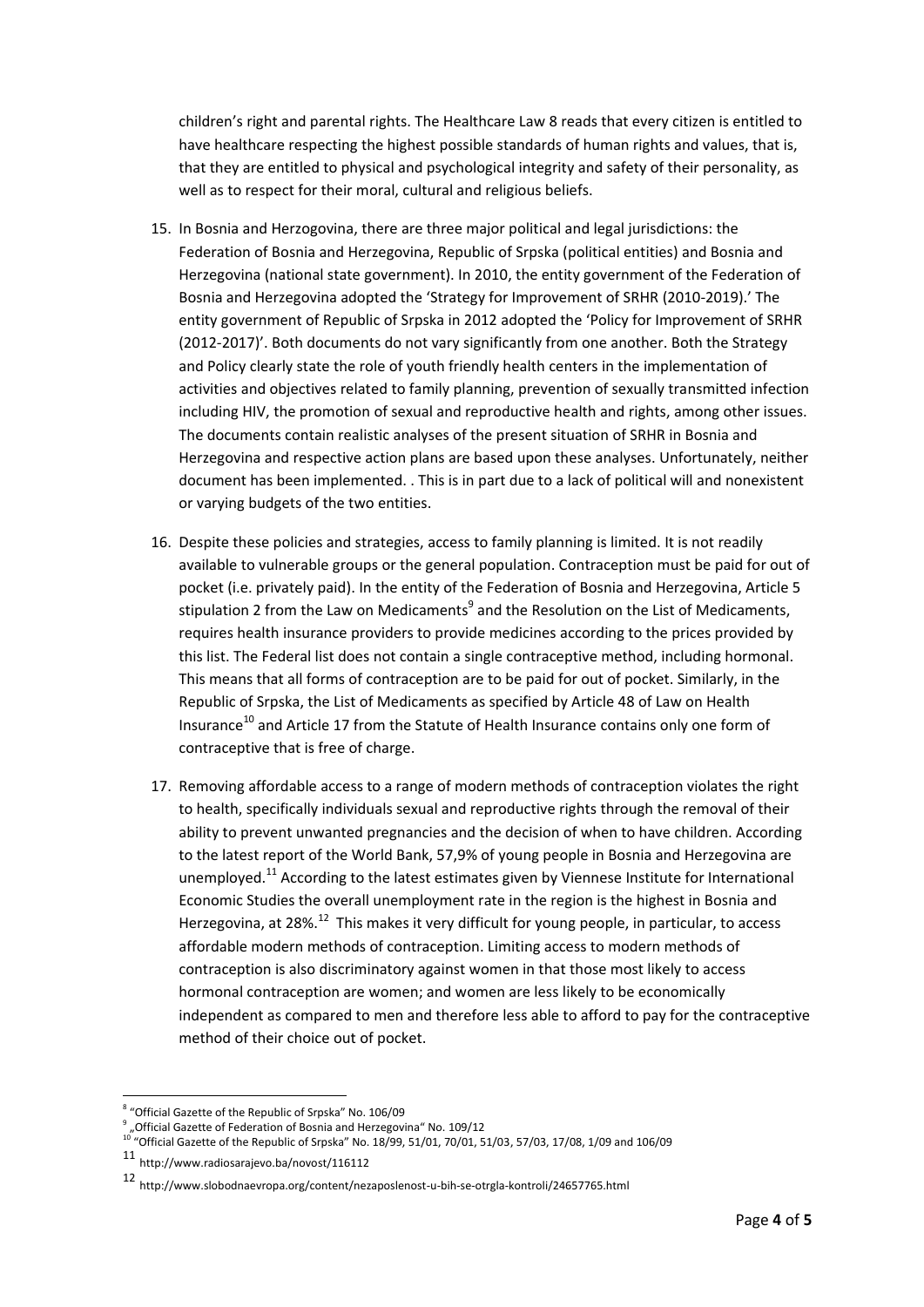children's right and parental rights. The Healthcare Law 8 reads that every citizen is entitled to have healthcare respecting the highest possible standards of human rights and values, that is, that they are entitled to physical and psychological integrity and safety of their personality, as well as to respect for their moral, cultural and religious beliefs.

15. In Bosnia and Herzogovina, there are three major political and legal jurisdictions: the Federation of Bosnia and Herzegovina, Republic of Srpska (political entities) and Bosnia and Herzegovina (national state government). In 2010, the entity government of the Federation of Bosnia and Herzegovina adopted the 'Strategy for Improvement of SRHR (2010-2019).' The entity government of Republic of Srpska in 2012 adopted the 'Policy for Improvement of SRHR (2012-2017)'. Both documents do not vary significantly from one another. Both the Strategy and Policy clearly state the role of youth friendly health centers in the implementation of activities and objectives related to family planning, prevention of sexually transmitted infection including HIV, the promotion of sexual and reproductive health and rights, among other issues. The documents contain realistic analyses of the present situation of SRHR in Bosnia and Herzegovina and respective action plans are based upon these analyses. Unfortunately, neither document has been implemented. . This is in part due to a lack of political will and nonexistent or varying budgets of the two entities.

16. Despite these policies and strategies, access to family planning is limited. It is not readily available to vulnerable groups or the general population. Contraception must be paid for out of pocket (i.e. privately paid). In the entity of the Federation of Bosnia and Herzegovina, Article 5 stipulation 2 from the Law on Medicaments[9] and the Resolution on the List of Medicaments, requires health insurance providers to provide medicines according to the prices provided by this list. The Federal list does not contain a single contraceptive method, including hormonal. This means that all forms of contraception are to be paid for out of pocket. Similarly, in the Republic of Srpska, the List of Medicaments as specified by Article 48 of Law on Health Insurance[10] and Article 17 from the Statute of Health Insurance contains only one form of contraceptive that is free of charge.

17. Removing affordable access to a range of modern methods of contraception violates the right to health, specifically individuals sexual and reproductive rights through the removal of their ability to prevent unwanted pregnancies and the decision of when to have children. According to the latest report of the World Bank, 57,9% of young people in Bosnia and Herzegovina are unemployed.[11] According to the latest estimates given by Viennese Institute for International Economic Studies the overall unemployment rate in the region is the highest in Bosnia and Herzegovina, at 28%.[12] This makes it very difficult for young people, in particular, to access affordable modern methods of contraception. Limiting access to modern methods of contraception is also discriminatory against women in that those most likely to access hormonal contraception are women; and women are less likely to be economically independent as compared to men and therefore less able to afford to pay for the contraceptive method of their choice out of pocket.

---

[8] "Official Gazette of the Republic of Srpska" No. 106/09

[9] „Official Gazette of Federation of Bosnia and Herzegovina" No. 109/12

[10] "Official Gazette of the Republic of Srpska" No. 18/99, 51/01, 70/01, 51/03, 57/03, 17/08, 1/09 and 106/09

[11] http://www.radiosarajevo.ba/novost/116112

[12] http://www.slobodnaevropa.org/content/nezaposlenost-u-bih-se-otrgla-kontroli/24657765.html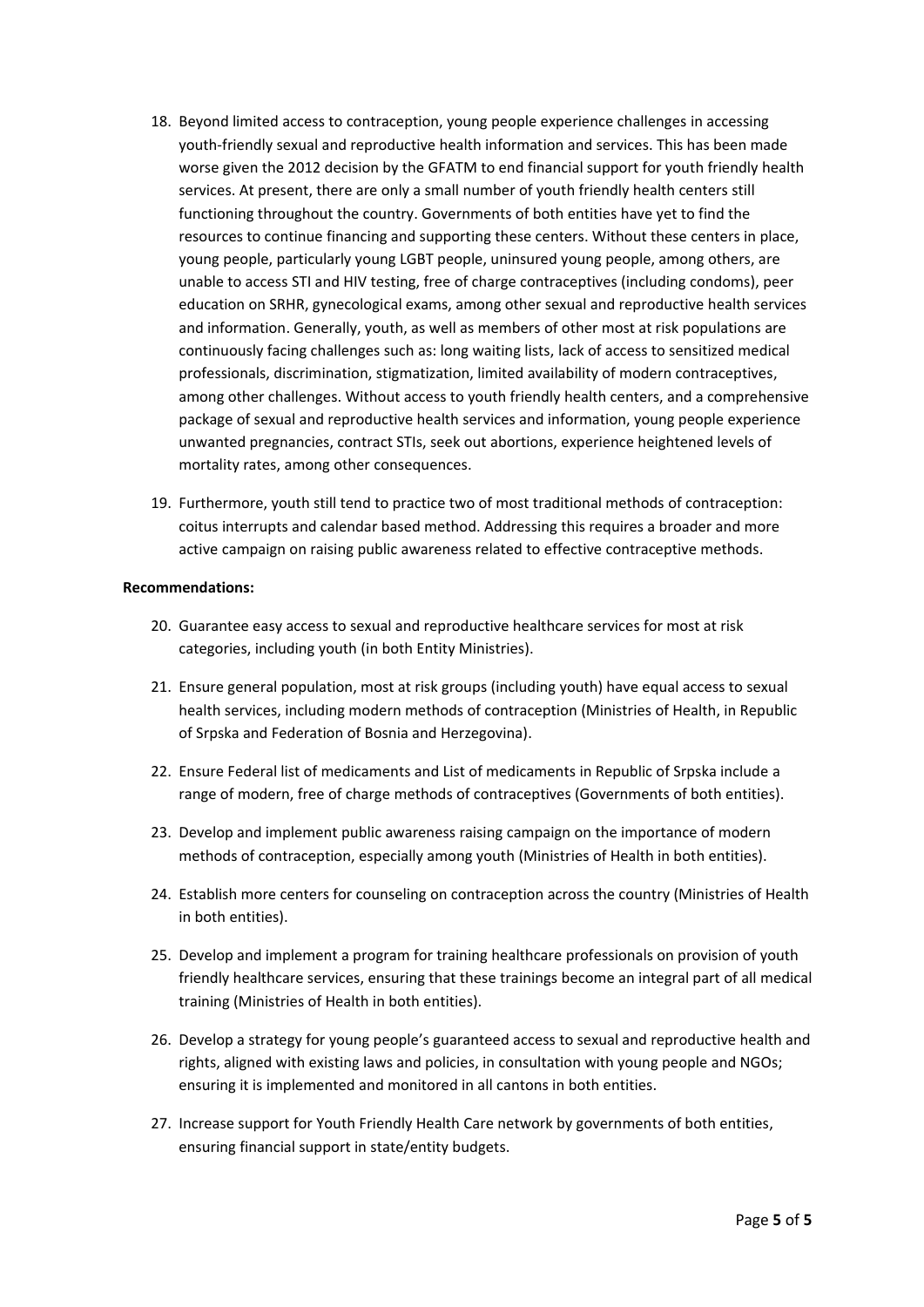18. Beyond limited access to contraception, young people experience challenges in accessing youth-friendly sexual and reproductive health information and services. This has been made worse given the 2012 decision by the GFATM to end financial support for youth friendly health services. At present, there are only a small number of youth friendly health centers still functioning throughout the country. Governments of both entities have yet to find the resources to continue financing and supporting these centers. Without these centers in place, young people, particularly young LGBT people, uninsured young people, among others, are unable to access STI and HIV testing, free of charge contraceptives (including condoms), peer education on SRHR, gynecological exams, among other sexual and reproductive health services and information. Generally, youth, as well as members of other most at risk populations are continuously facing challenges such as: long waiting lists, lack of access to sensitized medical professionals, discrimination, stigmatization, limited availability of modern contraceptives, among other challenges. Without access to youth friendly health centers, and a comprehensive package of sexual and reproductive health services and information, young people experience unwanted pregnancies, contract STIs, seek out abortions, experience heightened levels of mortality rates, among other consequences.

19. Furthermore, youth still tend to practice two of most traditional methods of contraception: coitus interrupts and calendar based method. Addressing this requires a broader and more active campaign on raising public awareness related to effective contraceptive methods.

**Recommendations:**

20. Guarantee easy access to sexual and reproductive healthcare services for most at risk categories, including youth (in both Entity Ministries).

21. Ensure general population, most at risk groups (including youth) have equal access to sexual health services, including modern methods of contraception (Ministries of Health, in Republic of Srpska and Federation of Bosnia and Herzegovina).

22. Ensure Federal list of medicaments and List of medicaments in Republic of Srpska include a range of modern, free of charge methods of contraceptives (Governments of both entities).

23. Develop and implement public awareness raising campaign on the importance of modern methods of contraception, especially among youth (Ministries of Health in both entities).

24. Establish more centers for counseling on contraception across the country (Ministries of Health in both entities).

25. Develop and implement a program for training healthcare professionals on provision of youth friendly healthcare services, ensuring that these trainings become an integral part of all medical training (Ministries of Health in both entities).

26. Develop a strategy for young people's guaranteed access to sexual and reproductive health and rights, aligned with existing laws and policies, in consultation with young people and NGOs; ensuring it is implemented and monitored in all cantons in both entities.

27. Increase support for Youth Friendly Health Care network by governments of both entities, ensuring financial support in state/entity budgets.